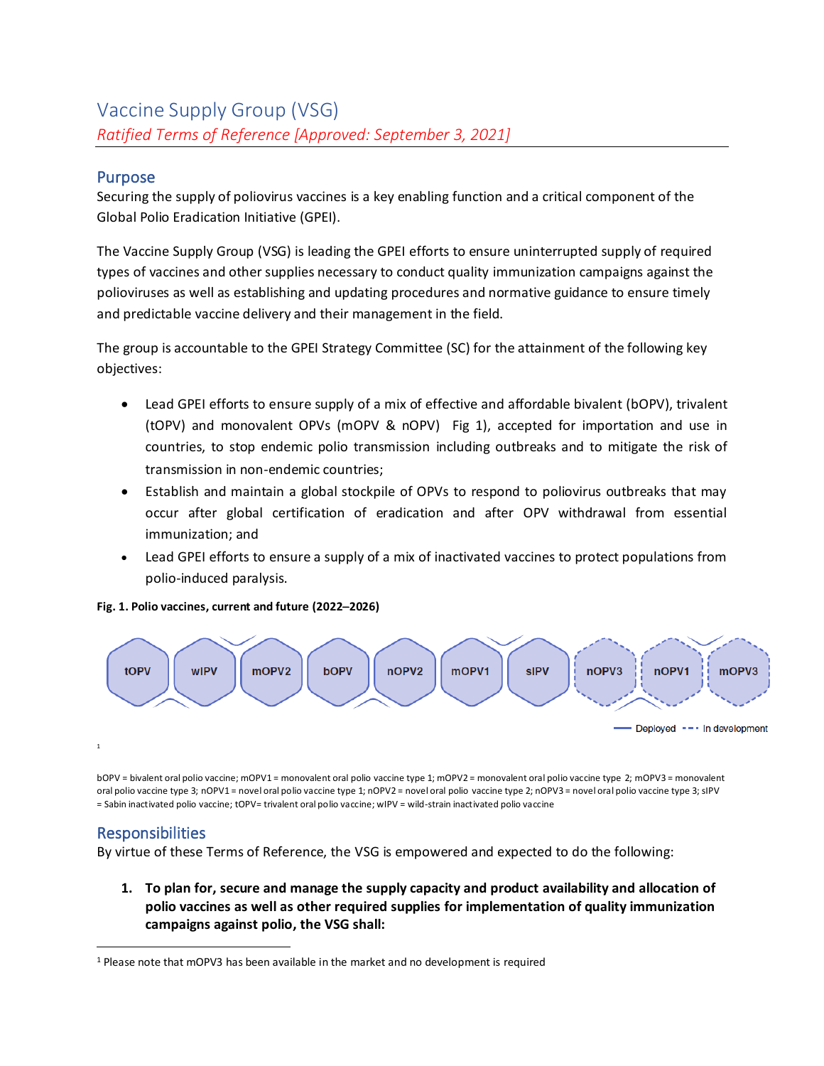# Vaccine Supply Group (VSG)

*Ratified Terms of Reference [Approved: September 3, 2021]*

## Purpose

Securing the supply of poliovirus vaccines is a key enabling function and a critical component of the Global Polio Eradication Initiative (GPEI).

The Vaccine Supply Group (VSG) is leading the GPEI efforts to ensure uninterrupted supply of required types of vaccines and other supplies necessary to conduct quality immunization campaigns against the polioviruses as well as establishing and updating procedures and normative guidance to ensure timely and predictable vaccine delivery and their management in the field.

The group is accountable to the GPEI Strategy Committee (SC) for the attainment of the following key objectives:

- Lead GPEI efforts to ensure supply of a mix of effective and affordable bivalent (bOPV), trivalent (tOPV) and monovalent OPVs (mOPV & nOPV) Fig 1), accepted for importation and use in countries, to stop endemic polio transmission including outbreaks and to mitigate the risk of transmission in non-endemic countries;
- Establish and maintain a global stockpile of OPVs to respond to poliovirus outbreaks that may occur after global certification of eradication and after OPV withdrawal from essential immunization; and
- Lead GPEI efforts to ensure a supply of a mix of inactivated vaccines to protect populations from polio-induced paralysis.

**Fig. 1. Polio vaccines, current and future (2022–2026)**

tOPV | wIPV | mOPV2 | bOPV | nOPV2 | mOPV1 | sIPV | nOPV3 | nOPV1 | mOPV3[1]

Deployed: tOPV, wIPV, mOPV2, bOPV, nOPV2, mOPV1, sIPV — In development: nOPV3, nOPV1, mOPV3

bOPV = bivalent oral polio vaccine; mOPV1 = monovalent oral polio vaccine type 1; mOPV2 = monovalent oral polio vaccine type 2; mOPV3 = monovalent oral polio vaccine type 3; nOPV1 = novel oral polio vaccine type 1; nOPV2 = novel oral polio vaccine type 2; nOPV3 = novel oral polio vaccine type 3; sIPV = Sabin inactivated polio vaccine; tOPV= trivalent oral polio vaccine; wIPV = wild-strain inactivated polio vaccine

## Responsibilities

By virtue of these Terms of Reference, the VSG is empowered and expected to do the following:

1. **To plan for, secure and manage the supply capacity and product availability and allocation of polio vaccines as well as other required supplies for implementation of quality immunization campaigns against polio, the VSG shall:**

[1] Please note that mOPV3 has been available in the market and no development is required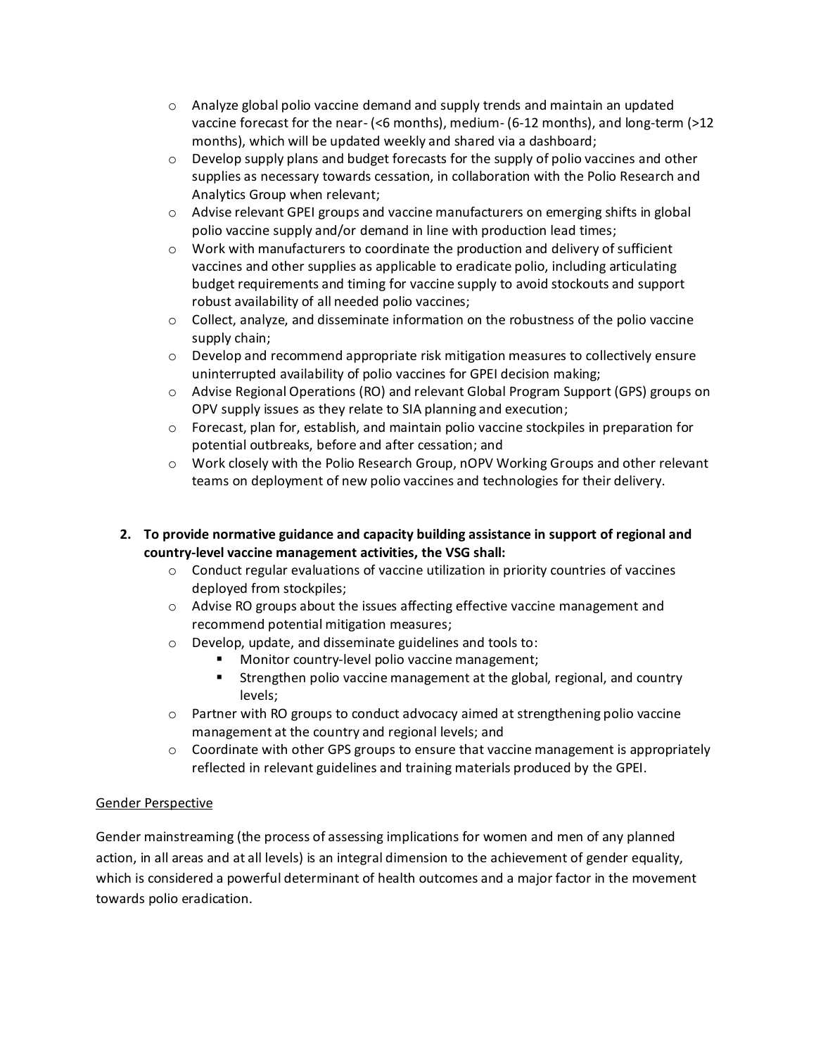- Analyze global polio vaccine demand and supply trends and maintain an updated vaccine forecast for the near- (<6 months), medium- (6-12 months), and long-term (>12 months), which will be updated weekly and shared via a dashboard;
- Develop supply plans and budget forecasts for the supply of polio vaccines and other supplies as necessary towards cessation, in collaboration with the Polio Research and Analytics Group when relevant;
- Advise relevant GPEI groups and vaccine manufacturers on emerging shifts in global polio vaccine supply and/or demand in line with production lead times;
- Work with manufacturers to coordinate the production and delivery of sufficient vaccines and other supplies as applicable to eradicate polio, including articulating budget requirements and timing for vaccine supply to avoid stockouts and support robust availability of all needed polio vaccines;
- Collect, analyze, and disseminate information on the robustness of the polio vaccine supply chain;
- Develop and recommend appropriate risk mitigation measures to collectively ensure uninterrupted availability of polio vaccines for GPEI decision making;
- Advise Regional Operations (RO) and relevant Global Program Support (GPS) groups on OPV supply issues as they relate to SIA planning and execution;
- Forecast, plan for, establish, and maintain polio vaccine stockpiles in preparation for potential outbreaks, before and after cessation; and
- Work closely with the Polio Research Group, nOPV Working Groups and other relevant teams on deployment of new polio vaccines and technologies for their delivery.

2. **To provide normative guidance and capacity building assistance in support of regional and country-level vaccine management activities, the VSG shall:**
    - Conduct regular evaluations of vaccine utilization in priority countries of vaccines deployed from stockpiles;
    - Advise RO groups about the issues affecting effective vaccine management and recommend potential mitigation measures;
    - Develop, update, and disseminate guidelines and tools to:
        - Monitor country-level polio vaccine management;
        - Strengthen polio vaccine management at the global, regional, and country levels;
    - Partner with RO groups to conduct advocacy aimed at strengthening polio vaccine management at the country and regional levels; and
    - Coordinate with other GPS groups to ensure that vaccine management is appropriately reflected in relevant guidelines and training materials produced by the GPEI.

## Gender Perspective

Gender mainstreaming (the process of assessing implications for women and men of any planned action, in all areas and at all levels) is an integral dimension to the achievement of gender equality, which is considered a powerful determinant of health outcomes and a major factor in the movement towards polio eradication.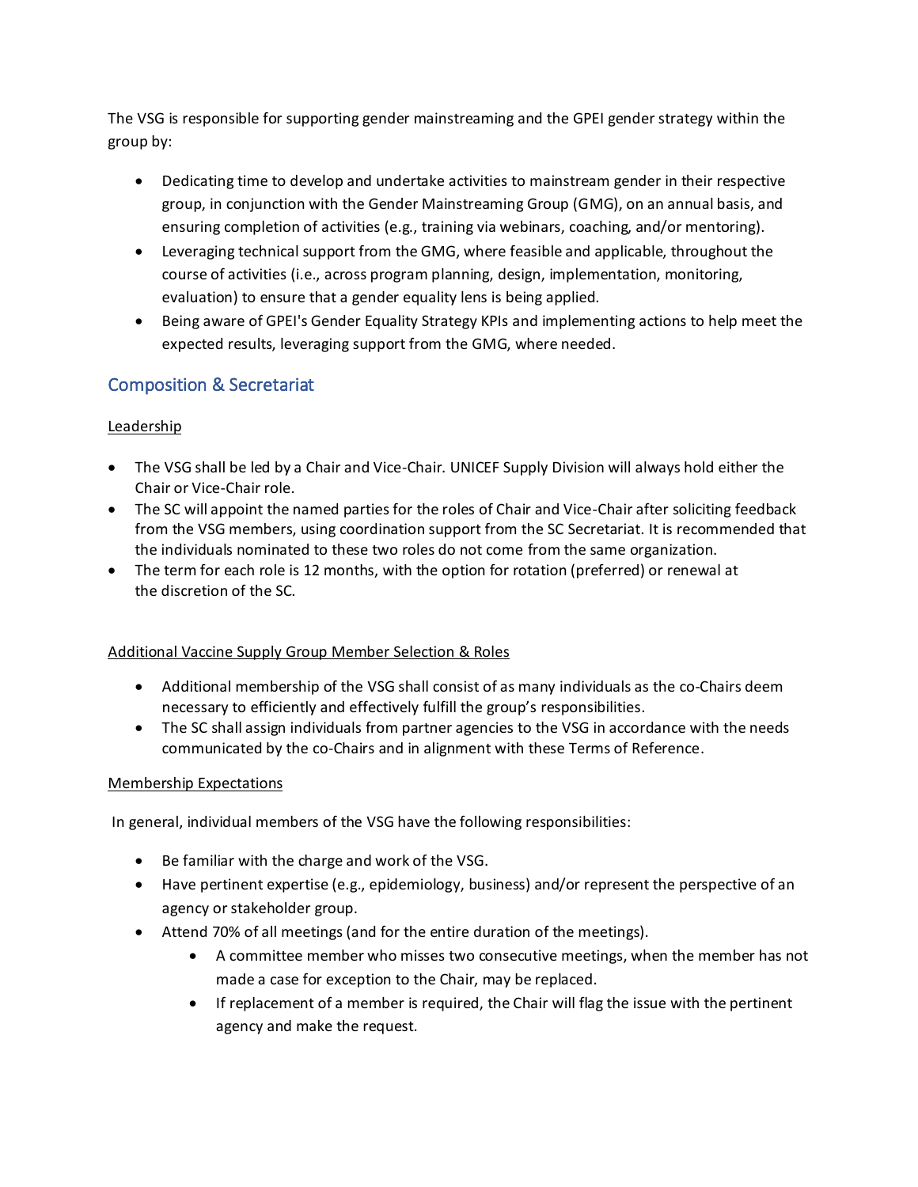The VSG is responsible for supporting gender mainstreaming and the GPEI gender strategy within the group by:

- Dedicating time to develop and undertake activities to mainstream gender in their respective group, in conjunction with the Gender Mainstreaming Group (GMG), on an annual basis, and ensuring completion of activities (e.g., training via webinars, coaching, and/or mentoring).
- Leveraging technical support from the GMG, where feasible and applicable, throughout the course of activities (i.e., across program planning, design, implementation, monitoring, evaluation) to ensure that a gender equality lens is being applied.
- Being aware of GPEI's Gender Equality Strategy KPIs and implementing actions to help meet the expected results, leveraging support from the GMG, where needed.

## Composition & Secretariat

### Leadership

- The VSG shall be led by a Chair and Vice-Chair. UNICEF Supply Division will always hold either the Chair or Vice-Chair role.
- The SC will appoint the named parties for the roles of Chair and Vice-Chair after soliciting feedback from the VSG members, using coordination support from the SC Secretariat. It is recommended that the individuals nominated to these two roles do not come from the same organization.
- The term for each role is 12 months, with the option for rotation (preferred) or renewal at the discretion of the SC.

### Additional Vaccine Supply Group Member Selection & Roles

- Additional membership of the VSG shall consist of as many individuals as the co-Chairs deem necessary to efficiently and effectively fulfill the group's responsibilities.
- The SC shall assign individuals from partner agencies to the VSG in accordance with the needs communicated by the co-Chairs and in alignment with these Terms of Reference.

### Membership Expectations

In general, individual members of the VSG have the following responsibilities:

- Be familiar with the charge and work of the VSG.
- Have pertinent expertise (e.g., epidemiology, business) and/or represent the perspective of an agency or stakeholder group.
- Attend 70% of all meetings (and for the entire duration of the meetings).
  - A committee member who misses two consecutive meetings, when the member has not made a case for exception to the Chair, may be replaced.
  - If replacement of a member is required, the Chair will flag the issue with the pertinent agency and make the request.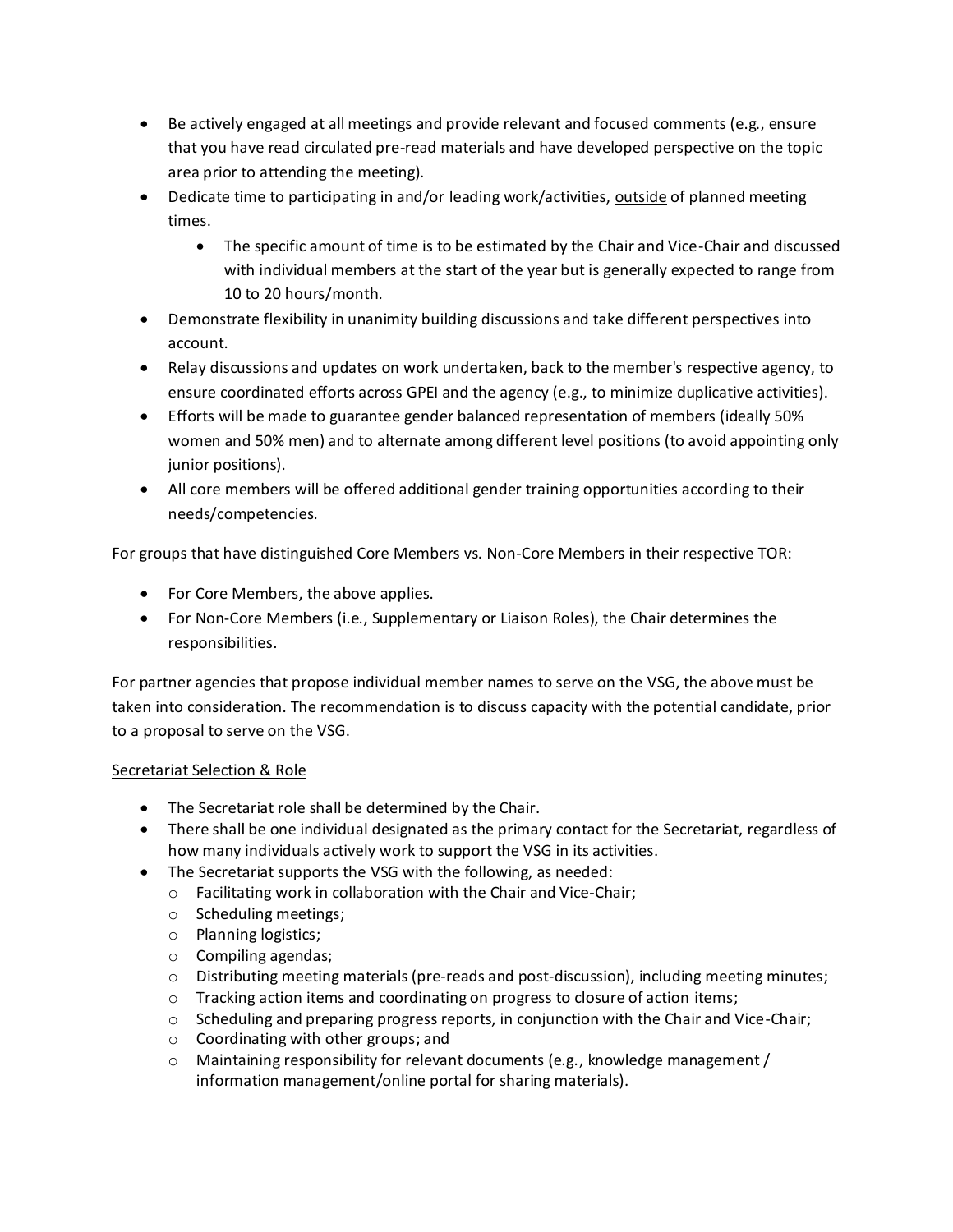- Be actively engaged at all meetings and provide relevant and focused comments (e.g., ensure that you have read circulated pre-read materials and have developed perspective on the topic area prior to attending the meeting).
- Dedicate time to participating in and/or leading work/activities, <u>outside</u> of planned meeting times.
  - The specific amount of time is to be estimated by the Chair and Vice-Chair and discussed with individual members at the start of the year but is generally expected to range from 10 to 20 hours/month.
- Demonstrate flexibility in unanimity building discussions and take different perspectives into account.
- Relay discussions and updates on work undertaken, back to the member's respective agency, to ensure coordinated efforts across GPEI and the agency (e.g., to minimize duplicative activities).
- Efforts will be made to guarantee gender balanced representation of members (ideally 50% women and 50% men) and to alternate among different level positions (to avoid appointing only junior positions).
- All core members will be offered additional gender training opportunities according to their needs/competencies.

For groups that have distinguished Core Members vs. Non-Core Members in their respective TOR:

- For Core Members, the above applies.
- For Non-Core Members (i.e., Supplementary or Liaison Roles), the Chair determines the responsibilities.

For partner agencies that propose individual member names to serve on the VSG, the above must be taken into consideration. The recommendation is to discuss capacity with the potential candidate, prior to a proposal to serve on the VSG.

<u>Secretariat Selection & Role</u>

- The Secretariat role shall be determined by the Chair.
- There shall be one individual designated as the primary contact for the Secretariat, regardless of how many individuals actively work to support the VSG in its activities.
- The Secretariat supports the VSG with the following, as needed:
  - Facilitating work in collaboration with the Chair and Vice-Chair;
  - Scheduling meetings;
  - Planning logistics;
  - Compiling agendas;
  - Distributing meeting materials (pre-reads and post-discussion), including meeting minutes;
  - Tracking action items and coordinating on progress to closure of action items;
  - Scheduling and preparing progress reports, in conjunction with the Chair and Vice-Chair;
  - Coordinating with other groups; and
  - Maintaining responsibility for relevant documents (e.g., knowledge management / information management/online portal for sharing materials).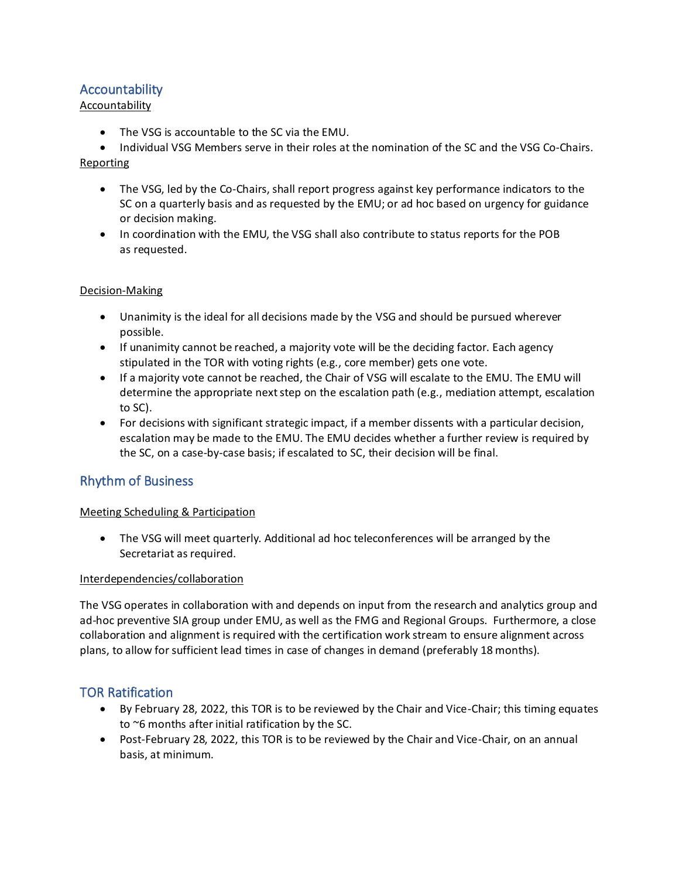## Accountability

### Accountability

- The VSG is accountable to the SC via the EMU.
- Individual VSG Members serve in their roles at the nomination of the SC and the VSG Co-Chairs.

### Reporting

- The VSG, led by the Co-Chairs, shall report progress against key performance indicators to the SC on a quarterly basis and as requested by the EMU; or ad hoc based on urgency for guidance or decision making.
- In coordination with the EMU, the VSG shall also contribute to status reports for the POB as requested.

### Decision-Making

- Unanimity is the ideal for all decisions made by the VSG and should be pursued wherever possible.
- If unanimity cannot be reached, a majority vote will be the deciding factor. Each agency stipulated in the TOR with voting rights (e.g., core member) gets one vote.
- If a majority vote cannot be reached, the Chair of VSG will escalate to the EMU. The EMU will determine the appropriate next step on the escalation path (e.g., mediation attempt, escalation to SC).
- For decisions with significant strategic impact, if a member dissents with a particular decision, escalation may be made to the EMU. The EMU decides whether a further review is required by the SC, on a case-by-case basis; if escalated to SC, their decision will be final.

## Rhythm of Business

### Meeting Scheduling & Participation

- The VSG will meet quarterly. Additional ad hoc teleconferences will be arranged by the Secretariat as required.

### Interdependencies/collaboration

The VSG operates in collaboration with and depends on input from the research and analytics group and ad-hoc preventive SIA group under EMU, as well as the FMG and Regional Groups. Furthermore, a close collaboration and alignment is required with the certification work stream to ensure alignment across plans, to allow for sufficient lead times in case of changes in demand (preferably 18 months).

## TOR Ratification

- By February 28, 2022, this TOR is to be reviewed by the Chair and Vice-Chair; this timing equates to ~6 months after initial ratification by the SC.
- Post-February 28, 2022, this TOR is to be reviewed by the Chair and Vice-Chair, on an annual basis, at minimum.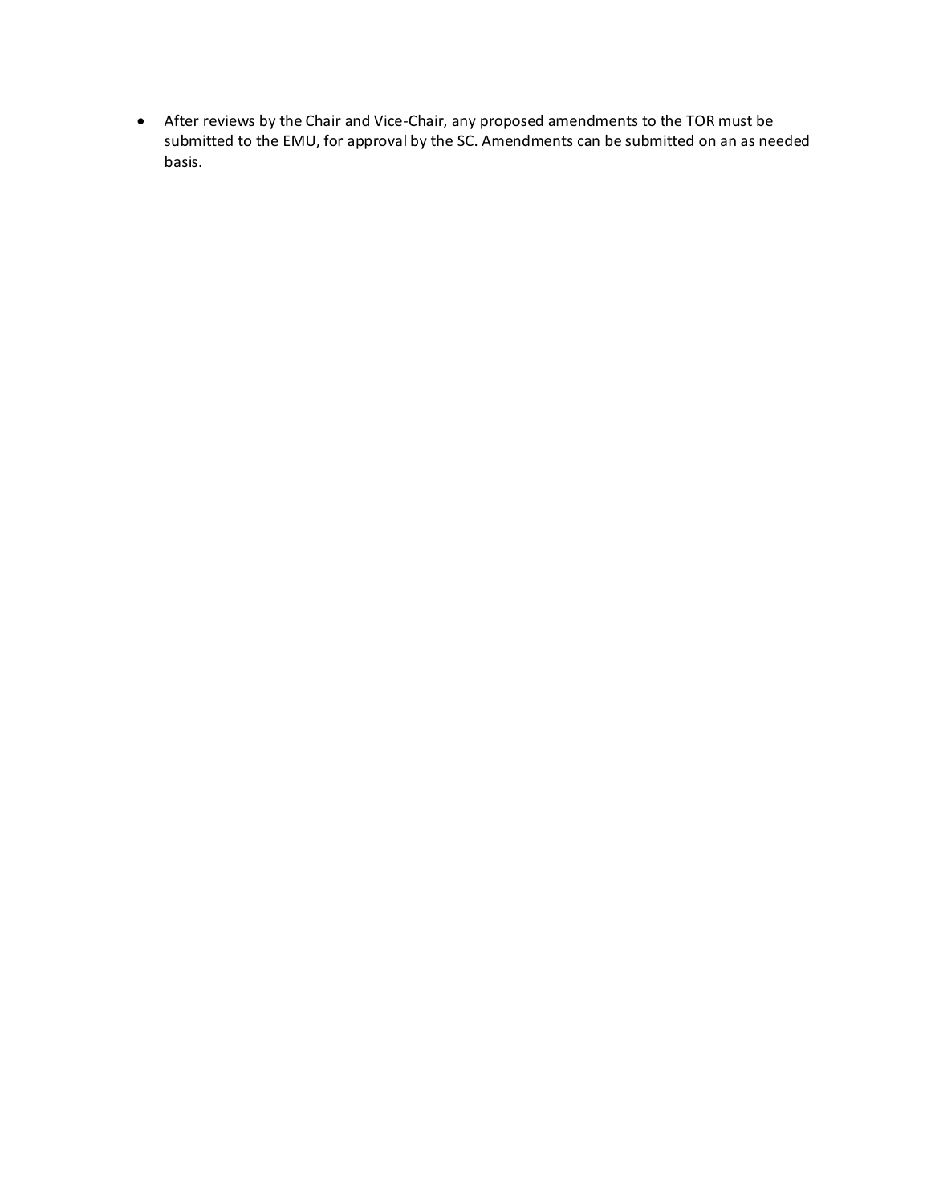- After reviews by the Chair and Vice-Chair, any proposed amendments to the TOR must be submitted to the EMU, for approval by the SC. Amendments can be submitted on an as needed basis.